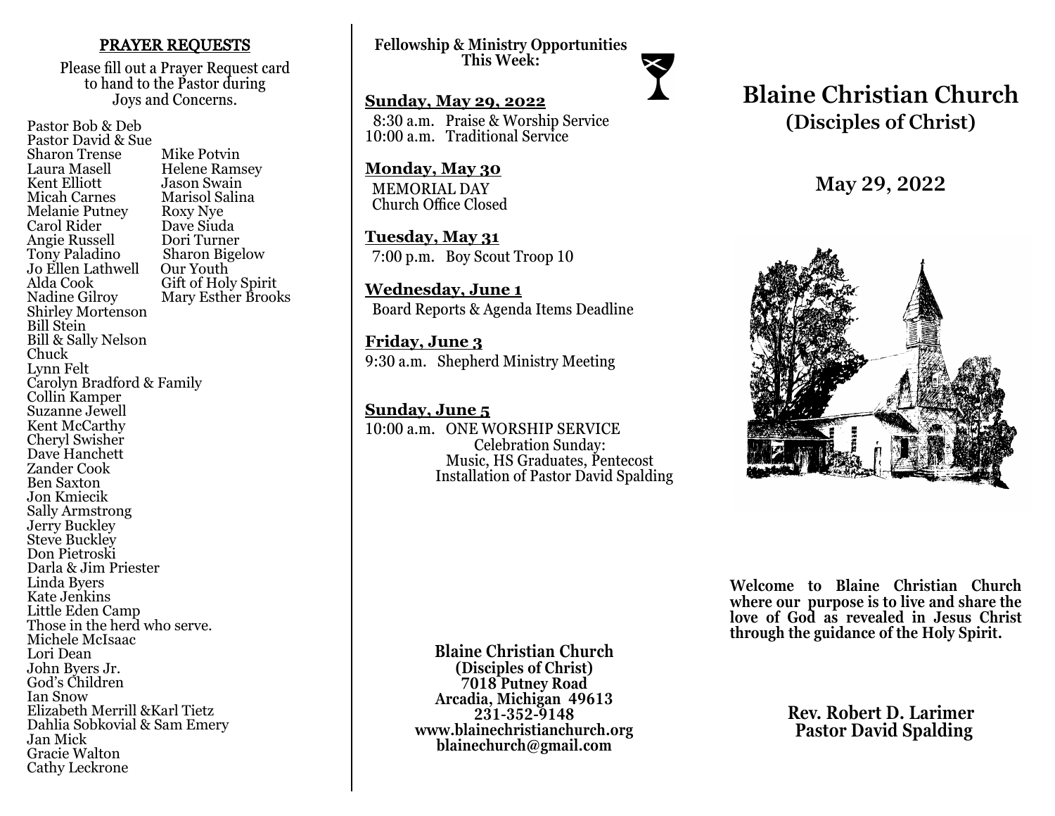## PRAYER REQUESTS

Please fill out a Prayer Request card to hand to the Pastor during Joys and Concerns.

Pastor Bob & Deb
Pastor David & Sue
Sharon Trense
Laura Masell
Kent Elliott
Micah Carnes
Melanie Putney
Carol Rider
Angie Russell
Tony Paladino
Jo Ellen Lathwell
Alda Cook
Nadine Gilroy
Mike Potvin
Helene Ramsey
Jason Swain
Marisol Salina
Roxy Nye
Dave Siuda
Dori Turner
Sharon Bigelow
Our Youth
Gift of Holy Spirit
Mary Esther Brooks
Shirley Mortenson
Bill Stein
Bill & Sally Nelson
Chuck
Lynn Felt
Carolyn Bradford & Family
Collin Kamper
Suzanne Jewell
Kent McCarthy
Cheryl Swisher
Dave Hanchett
Zander Cook
Ben Saxton
Jon Kmiecik
Sally Armstrong
Jerry Buckley
Steve Buckley
Don Pietroski
Darla & Jim Priester
Linda Byers
Kate Jenkins
Little Eden Camp
Those in the herd who serve.
Michele McIsaac
Lori Dean
John Byers Jr.
God's Children
Ian Snow
Elizabeth Merrill &Karl Tietz
Dahlia Sobkovial & Sam Emery
Jan Mick
Gracie Walton
Cathy Leckrone

**Fellowship & Ministry Opportunities This Week:**

**Sunday, May 29, 2022**
8:30 a.m. Praise & Worship Service
10:00 a.m. Traditional Service

**Monday, May 30**
MEMORIAL DAY
Church Office Closed

**Tuesday, May 31**
7:00 p.m. Boy Scout Troop 10

**Wednesday, June 1**
Board Reports & Agenda Items Deadline

**Friday, June 3**
9:30 a.m. Shepherd Ministry Meeting

**Sunday, June 5**
10:00 a.m. ONE WORSHIP SERVICE
Celebration Sunday:
Music, HS Graduates, Pentecost
Installation of Pastor David Spalding

**Blaine Christian Church**
**(Disciples of Christ)**
**7018 Putney Road**
**Arcadia, Michigan 49613**
**231-352-9148**
**www.blainechristianchurch.org**
**blainechurch@gmail.com**

# Blaine Christian Church
## (Disciples of Christ)

## May 29, 2022

**Welcome to Blaine Christian Church where our purpose is to live and share the love of God as revealed in Jesus Christ through the guidance of the Holy Spirit.**

**Rev. Robert D. Larimer**
**Pastor David Spalding**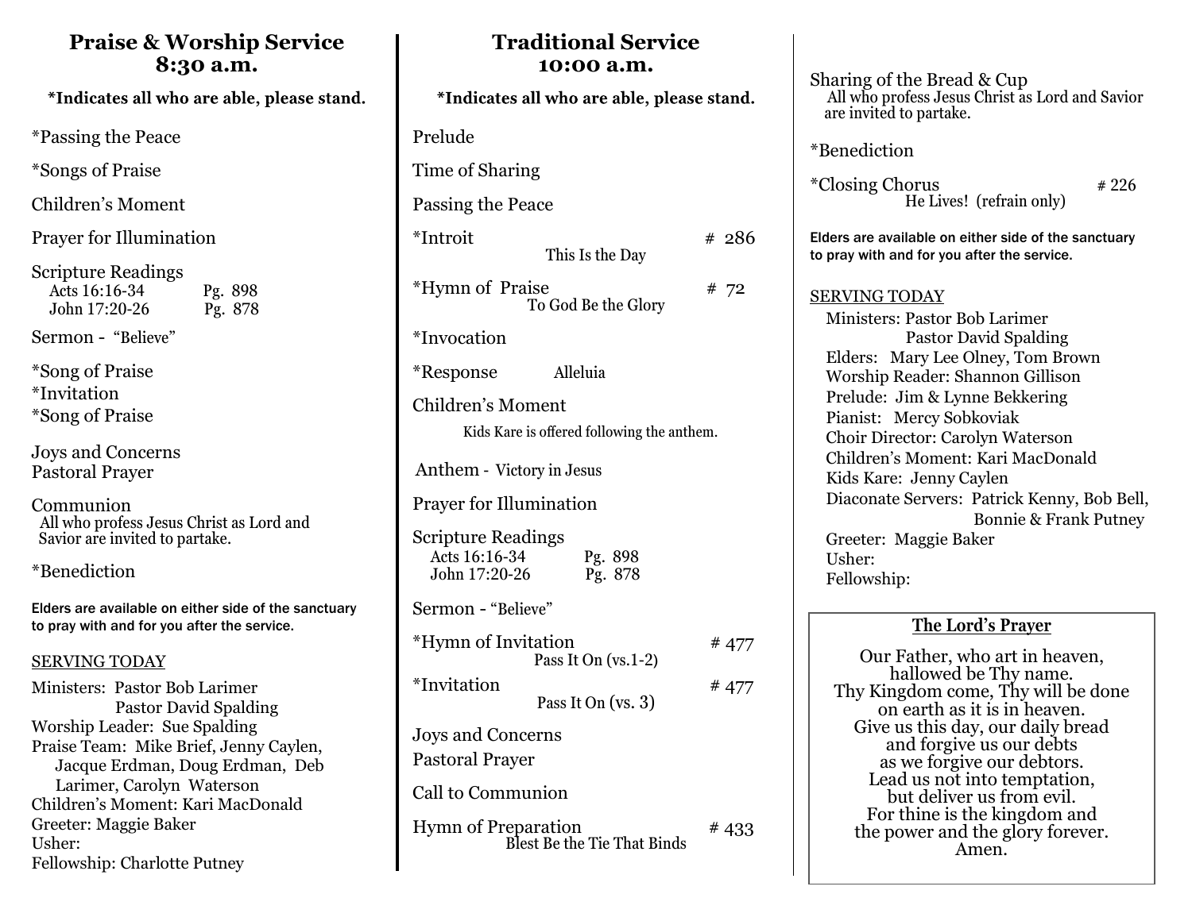## Praise & Worship Service 8:30 a.m.

**\*Indicates all who are able, please stand.**

*Passing the Peace

*Songs of Praise

Children's Moment

Prayer for Illumination

Scripture Readings
- Acts 16:16-34 Pg. 898
- John 17:20-26 Pg. 878

Sermon - "Believe"

*Song of Praise
*Invitation
*Song of Praise

Joys and Concerns
Pastoral Prayer

Communion
All who profess Jesus Christ as Lord and Savior are invited to partake.

*Benediction

Elders are available on either side of the sanctuary to pray with and for you after the service.

SERVING TODAY

Ministers: Pastor Bob Larimer
Pastor David Spalding
Worship Leader: Sue Spalding
Praise Team: Mike Brief, Jenny Caylen, Jacque Erdman, Doug Erdman, Deb Larimer, Carolyn Waterson
Children's Moment: Kari MacDonald
Greeter: Maggie Baker
Usher:
Fellowship: Charlotte Putney

## Traditional Service 10:00 a.m.

**\*Indicates all who are able, please stand.**

Prelude

Time of Sharing

Passing the Peace

*Introit # 286
This Is the Day

*Hymn of Praise # 72
To God Be the Glory

*Invocation

*Response Alleluia

Children's Moment
Kids Kare is offered following the anthem.

Anthem - Victory in Jesus

Prayer for Illumination

Scripture Readings
- Acts 16:16-34 Pg. 898
- John 17:20-26 Pg. 878

Sermon - "Believe"

*Hymn of Invitation # 477
Pass It On (vs.1-2)

*Invitation # 477
Pass It On (vs. 3)

Joys and Concerns

Pastoral Prayer

Call to Communion

Hymn of Preparation # 433
Blest Be the Tie That Binds

Sharing of the Bread & Cup
All who profess Jesus Christ as Lord and Savior are invited to partake.

*Benediction

*Closing Chorus # 226
He Lives! (refrain only)

Elders are available on either side of the sanctuary to pray with and for you after the service.

SERVING TODAY

Ministers: Pastor Bob Larimer
Pastor David Spalding
Elders: Mary Lee Olney, Tom Brown
Worship Reader: Shannon Gillison
Prelude: Jim & Lynne Bekkering
Pianist: Mercy Sobkoviak
Choir Director: Carolyn Waterson
Children's Moment: Kari MacDonald
Kids Kare: Jenny Caylen
Diaconate Servers: Patrick Kenny, Bob Bell, Bonnie & Frank Putney
Greeter: Maggie Baker
Usher:
Fellowship:

### The Lord's Prayer

Our Father, who art in heaven,
hallowed be Thy name.
Thy Kingdom come, Thy will be done
on earth as it is in heaven.
Give us this day, our daily bread
and forgive us our debts
as we forgive our debtors.
Lead us not into temptation,
but deliver us from evil.
For thine is the kingdom and
the power and the glory forever.
Amen.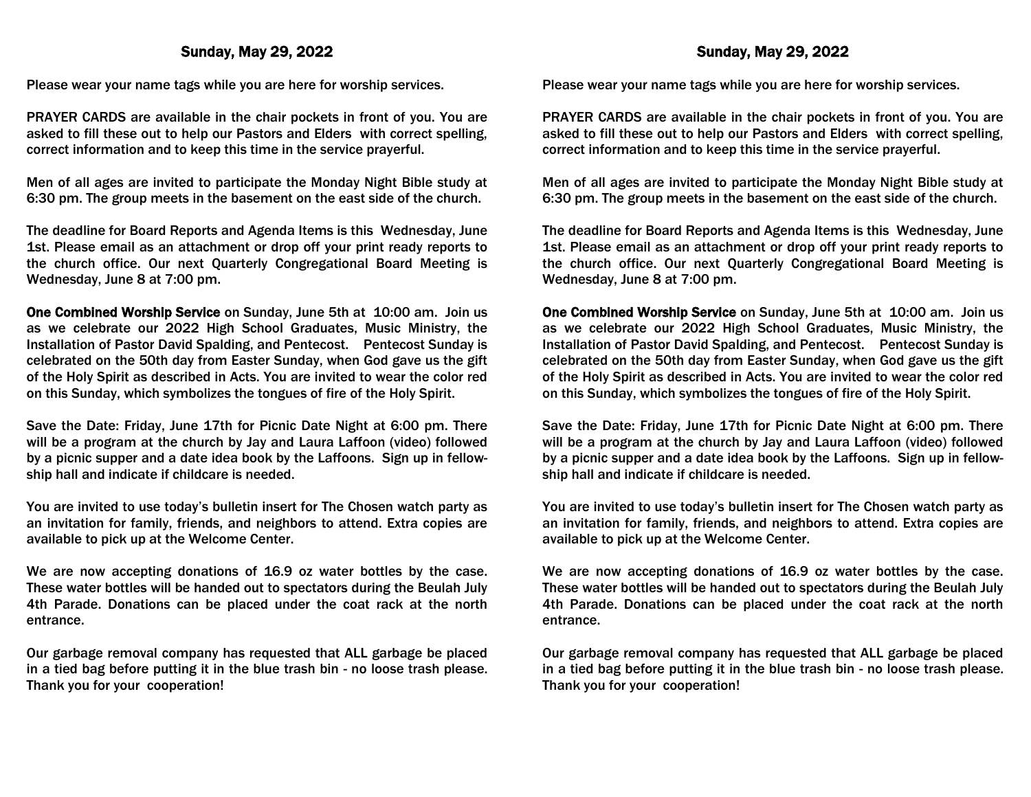## Sunday, May 29, 2022

Please wear your name tags while you are here for worship services.

PRAYER CARDS are available in the chair pockets in front of you. You are asked to fill these out to help our Pastors and Elders with correct spelling, correct information and to keep this time in the service prayerful.

Men of all ages are invited to participate the Monday Night Bible study at 6:30 pm. The group meets in the basement on the east side of the church.

The deadline for Board Reports and Agenda Items is this Wednesday, June 1st. Please email as an attachment or drop off your print ready reports to the church office. Our next Quarterly Congregational Board Meeting is Wednesday, June 8 at 7:00 pm.

**One Combined Worship Service** on Sunday, June 5th at 10:00 am. Join us as we celebrate our 2022 High School Graduates, Music Ministry, the Installation of Pastor David Spalding, and Pentecost. Pentecost Sunday is celebrated on the 50th day from Easter Sunday, when God gave us the gift of the Holy Spirit as described in Acts. You are invited to wear the color red on this Sunday, which symbolizes the tongues of fire of the Holy Spirit.

Save the Date: Friday, June 17th for Picnic Date Night at 6:00 pm. There will be a program at the church by Jay and Laura Laffoon (video) followed by a picnic supper and a date idea book by the Laffoons. Sign up in fellowship hall and indicate if childcare is needed.

You are invited to use today's bulletin insert for The Chosen watch party as an invitation for family, friends, and neighbors to attend. Extra copies are available to pick up at the Welcome Center.

We are now accepting donations of 16.9 oz water bottles by the case. These water bottles will be handed out to spectators during the Beulah July 4th Parade. Donations can be placed under the coat rack at the north entrance.

Our garbage removal company has requested that ALL garbage be placed in a tied bag before putting it in the blue trash bin - no loose trash please. Thank you for your cooperation!

## Sunday, May 29, 2022

Please wear your name tags while you are here for worship services.

PRAYER CARDS are available in the chair pockets in front of you. You are asked to fill these out to help our Pastors and Elders with correct spelling, correct information and to keep this time in the service prayerful.

Men of all ages are invited to participate the Monday Night Bible study at 6:30 pm. The group meets in the basement on the east side of the church.

The deadline for Board Reports and Agenda Items is this Wednesday, June 1st. Please email as an attachment or drop off your print ready reports to the church office. Our next Quarterly Congregational Board Meeting is Wednesday, June 8 at 7:00 pm.

**One Combined Worship Service** on Sunday, June 5th at 10:00 am. Join us as we celebrate our 2022 High School Graduates, Music Ministry, the Installation of Pastor David Spalding, and Pentecost. Pentecost Sunday is celebrated on the 50th day from Easter Sunday, when God gave us the gift of the Holy Spirit as described in Acts. You are invited to wear the color red on this Sunday, which symbolizes the tongues of fire of the Holy Spirit.

Save the Date: Friday, June 17th for Picnic Date Night at 6:00 pm. There will be a program at the church by Jay and Laura Laffoon (video) followed by a picnic supper and a date idea book by the Laffoons. Sign up in fellowship hall and indicate if childcare is needed.

You are invited to use today's bulletin insert for The Chosen watch party as an invitation for family, friends, and neighbors to attend. Extra copies are available to pick up at the Welcome Center.

We are now accepting donations of 16.9 oz water bottles by the case. These water bottles will be handed out to spectators during the Beulah July 4th Parade. Donations can be placed under the coat rack at the north entrance.

Our garbage removal company has requested that ALL garbage be placed in a tied bag before putting it in the blue trash bin - no loose trash please. Thank you for your cooperation!